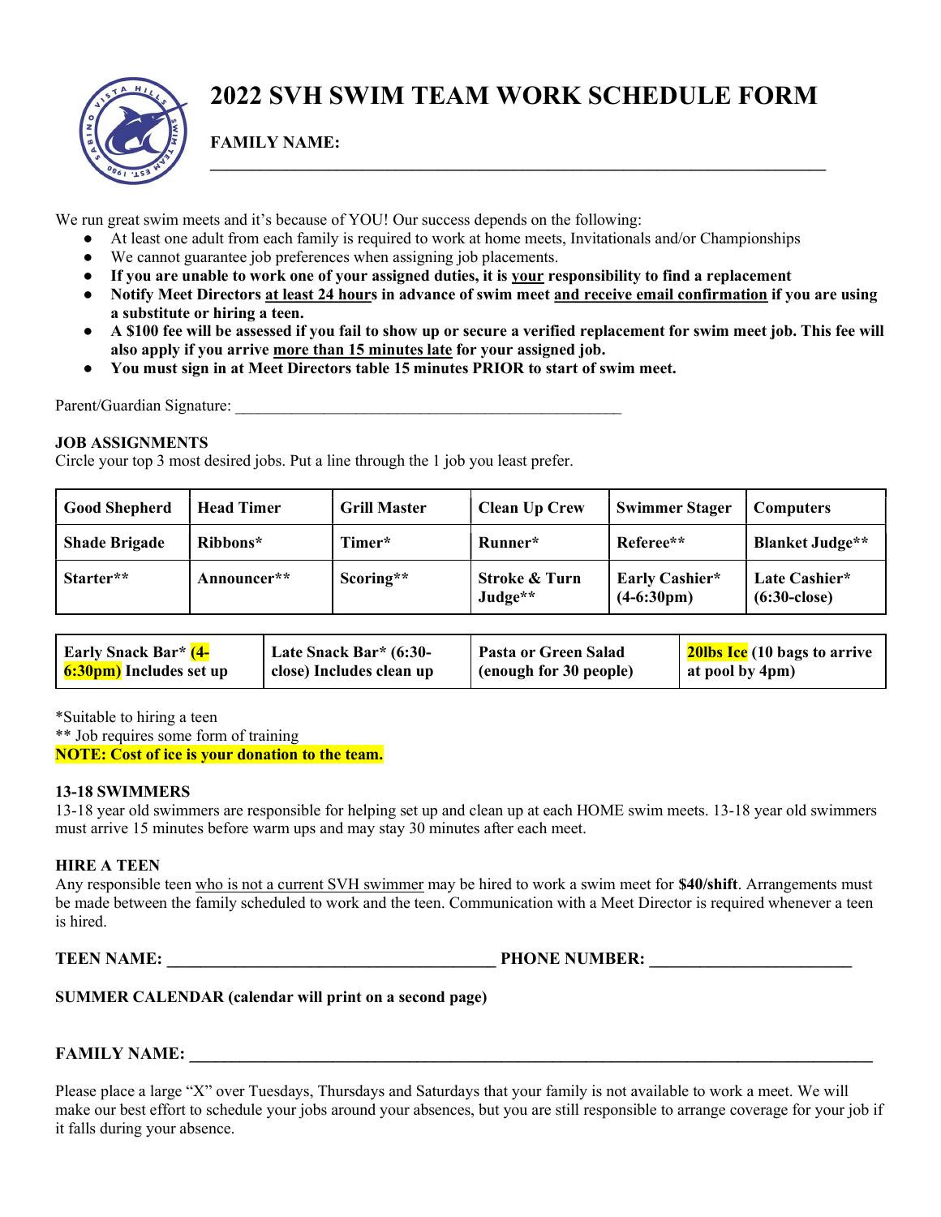# 2022 SVH SWIM TEAM WORK SCHEDULE FORM

**FAMILY NAME:** ___________________________________________________________________

We run great swim meets and it's because of YOU! Our success depends on the following:

- At least one adult from each family is required to work at home meets, Invitationals and/or Championships
- We cannot guarantee job preferences when assigning job placements.
- **If you are unable to work one of your assigned duties, it is <u>your</u> responsibility to find a replacement**
- **Notify Meet Directors <u>at least 24 hours</u> in advance of swim meet <u>and receive email confirmation</u> if you are using a substitute or hiring a teen.**
- **A $100 fee will be assessed if you fail to show up or secure a verified replacement for swim meet job. This fee will also apply if you arrive <u>more than 15 minutes late</u> for your assigned job.**
- **You must sign in at Meet Directors table 15 minutes PRIOR to start of swim meet.**

Parent/Guardian Signature: ________________________________________________

**JOB ASSIGNMENTS**

Circle your top 3 most desired jobs. Put a line through the 1 job you least prefer.

| **Good Shepherd** | **Head Timer** | **Grill Master** | **Clean Up Crew** | **Swimmer Stager** | **Computers** |
|---|---|---|---|---|---|
| **Shade Brigade** | **Ribbons*** | **Timer*** | **Runner*** | **Referee**** | **Blanket Judge**** |
| **Starter**** | **Announcer**** | **Scoring**** | **Stroke & Turn Judge**** | **Early Cashier* (4-6:30pm)** | **Late Cashier* (6:30-close)** |

| **Early Snack Bar* (4-6:30pm) Includes set up** | **Late Snack Bar* (6:30-close) Includes clean up** | **Pasta or Green Salad (enough for 30 people)** | **20lbs Ice (10 bags to arrive at pool by 4pm)** |
|---|---|---|---|

*Suitable to hiring a teen
** Job requires some form of training
**NOTE: Cost of ice is your donation to the team.**

**13-18 SWIMMERS**

13-18 year old swimmers are responsible for helping set up and clean up at each HOME swim meets. 13-18 year old swimmers must arrive 15 minutes before warm ups and may stay 30 minutes after each meet.

**HIRE A TEEN**

Any responsible teen <u>who is not a current SVH swimmer</u> may be hired to work a swim meet for **$40/shift**. Arrangements must be made between the family scheduled to work and the teen. Communication with a Meet Director is required whenever a teen is hired.

**TEEN NAME:** ________________________________________ **PHONE NUMBER:** ________________________

**SUMMER CALENDAR (calendar will print on a second page)**

**FAMILY NAME:** ________________________________________________________________________________

Please place a large "X" over Tuesdays, Thursdays and Saturdays that your family is not available to work a meet. We will make our best effort to schedule your jobs around your absences, but you are still responsible to arrange coverage for your job if it falls during your absence.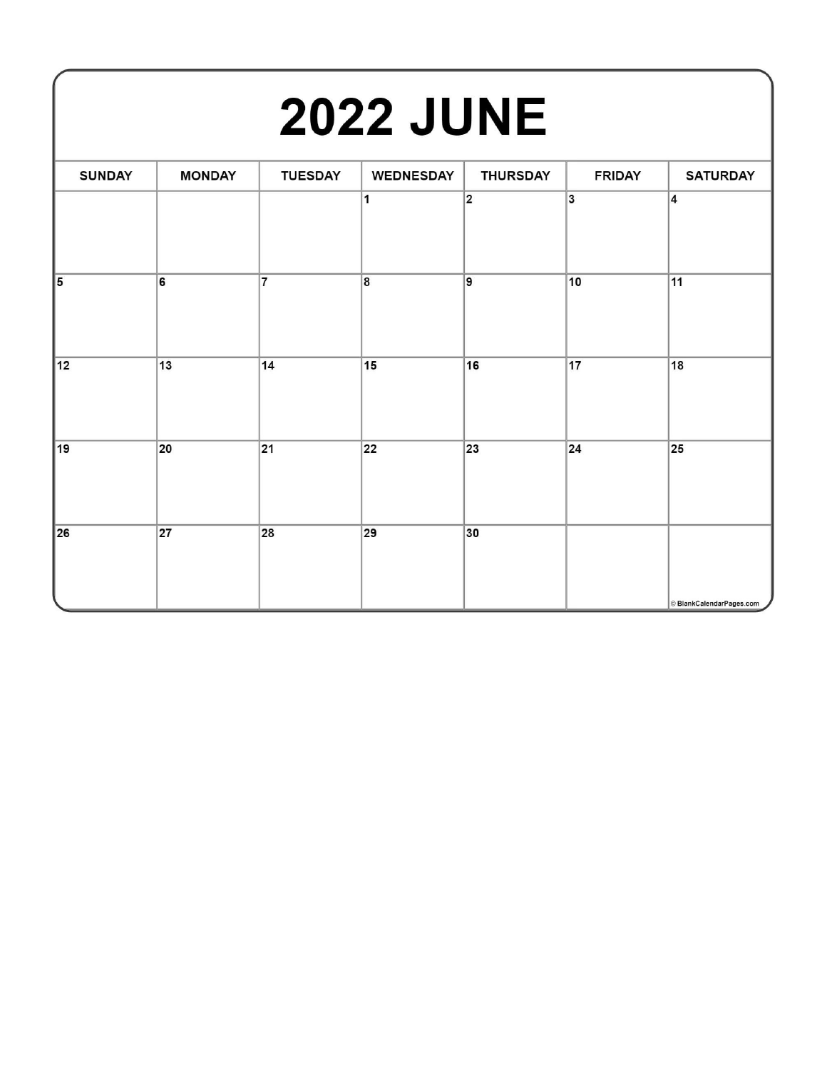# 2022 JUNE

| SUNDAY | MONDAY | TUESDAY | WEDNESDAY | THURSDAY | FRIDAY | SATURDAY |
|---|---|---|---|---|---|---|
| | | | 1 | 2 | 3 | 4 |
| 5 | 6 | 7 | 8 | 9 | 10 | 11 |
| 12 | 13 | 14 | 15 | 16 | 17 | 18 |
| 19 | 20 | 21 | 22 | 23 | 24 | 25 |
| 26 | 27 | 28 | 29 | 30 | | |

© BlankCalendarPages.com